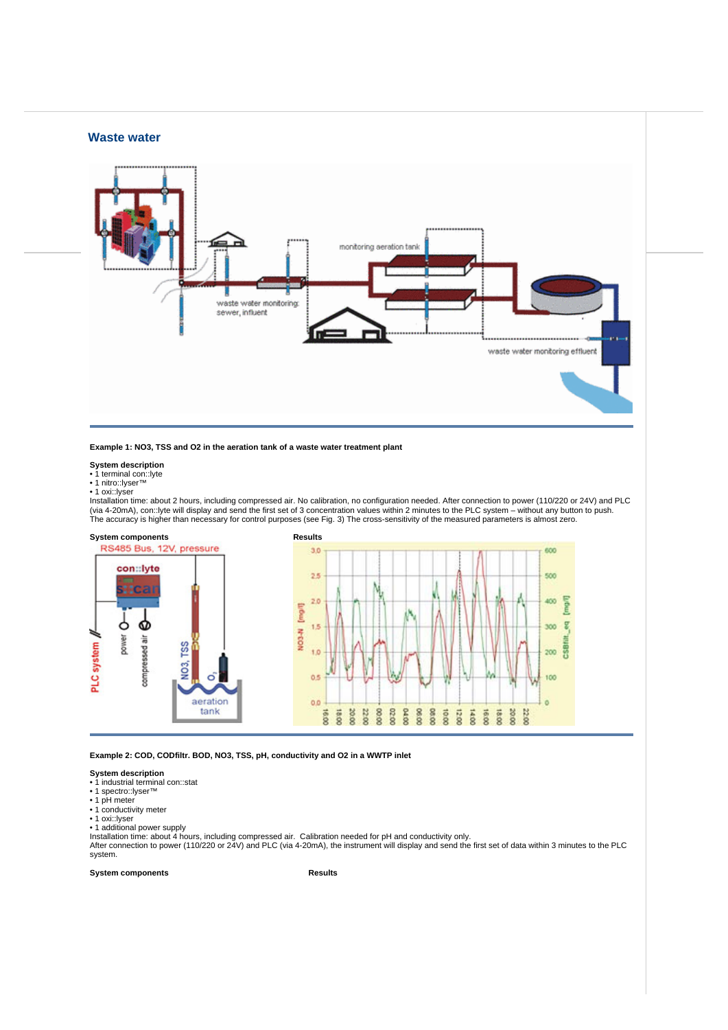## Waste water

**Example 1: NO3, TSS and O2 in the aeration tank of a waste water treatment plant**

**System description**

- 1 terminal con::lyte
- 1 nitro::lyser™
- 1 oxi::lyser

Installation time: about 2 hours, including compressed air. No calibration, no configuration needed. After connection to power (110/220 or 24V) and PLC (via 4-20mA), con::lyte will display and send the first set of 3 concentration values within 2 minutes to the PLC system – without any button to push. The accuracy is higher than necessary for control purposes (see Fig. 3) The cross-sensitivity of the measured parameters is almost zero.

**System components**

**Results**

**Example 2: COD, CODfiltr. BOD, NO3, TSS, pH, conductivity and O2 in a WWTP inlet**

**System description**

- 1 industrial terminal con::stat
- 1 spectro::lyser™
- 1 pH meter
- 1 conductivity meter
- 1 oxi::lyser
- 1 additional power supply

Installation time: about 4 hours, including compressed air. Calibration needed for pH and conductivity only.
After connection to power (110/220 or 24V) and PLC (via 4-20mA), the instrument will display and send the first set of data within 3 minutes to the PLC system.

**System components**

**Results**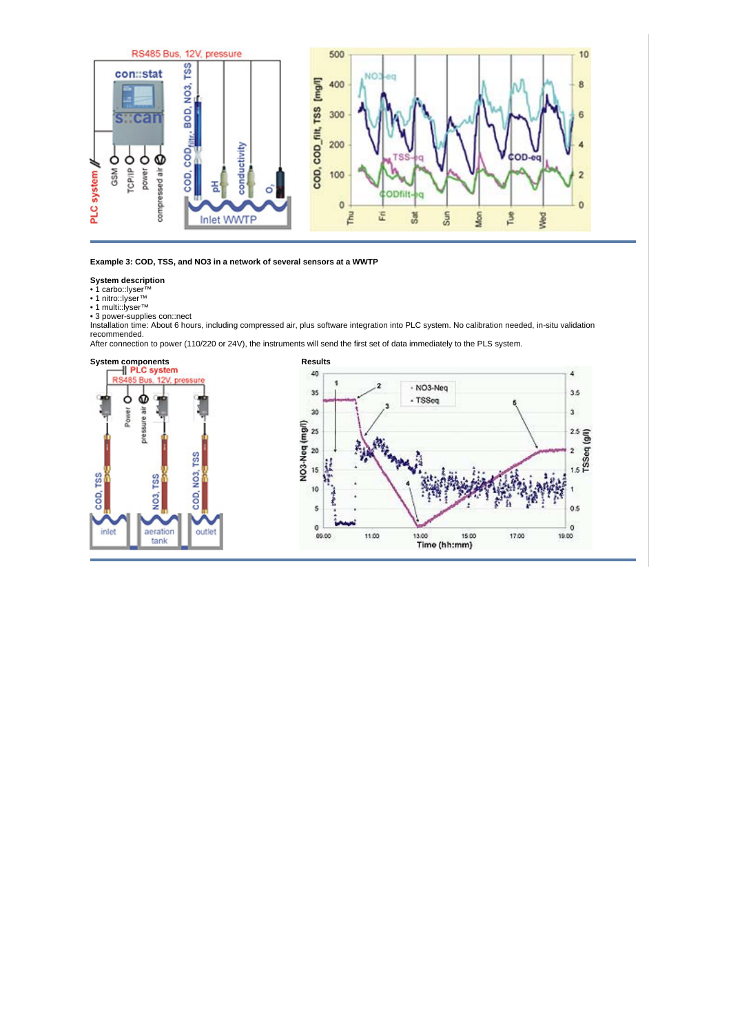RS485 Bus, 12V, pressure

con::stat

s::can

PLC system

GSM

TCP/IP

power

compressed air

COD, COD$_{filtr}$, BOD, NO3, TSS

pH

conductivity

$O_2$

Inlet WWTP

500

400

300

200

100

0

COD, COD_filt, TSS [mg/l]

10

8

6

4

2

0

NO3-eq

TSS-eq

COD-eq

CODfilt-eq

Thu

Fri

Sat

Sun

Mon

Tue

Wed

**Example 3: COD, TSS, and NO3 in a network of several sensors at a WWTP**

**System description**

- 1 carbo::lyser™
- 1 nitro::lyser™
- 1 multi::lyser™
- 3 power-supplies con::nect

Installation time: About 6 hours, including compressed air, plus software integration into PLC system. No calibration needed, in-situ validation recommended.

After connection to power (110/220 or 24V), the instruments will send the first set of data immediately to the PLS system.

**System components**

PLC system

RS485 Bus, 12V, pressure

Power

pressure air

COD, TSS

NO3, TSS

COD, NO3, TSS

inlet

aeration tank

outlet

**Results**

NO3-Neq (mg/l)

40

35

30

25

20

15

10

5

0

TSSeq (g/l)

4

3.5

3

2.5

2

1.5

1

0.5

0

NO3-Neq

TSSeq

1

2

3

4

5

09:00

11:00

13:00

15:00

17:00

19:00

Time (hh:mm)